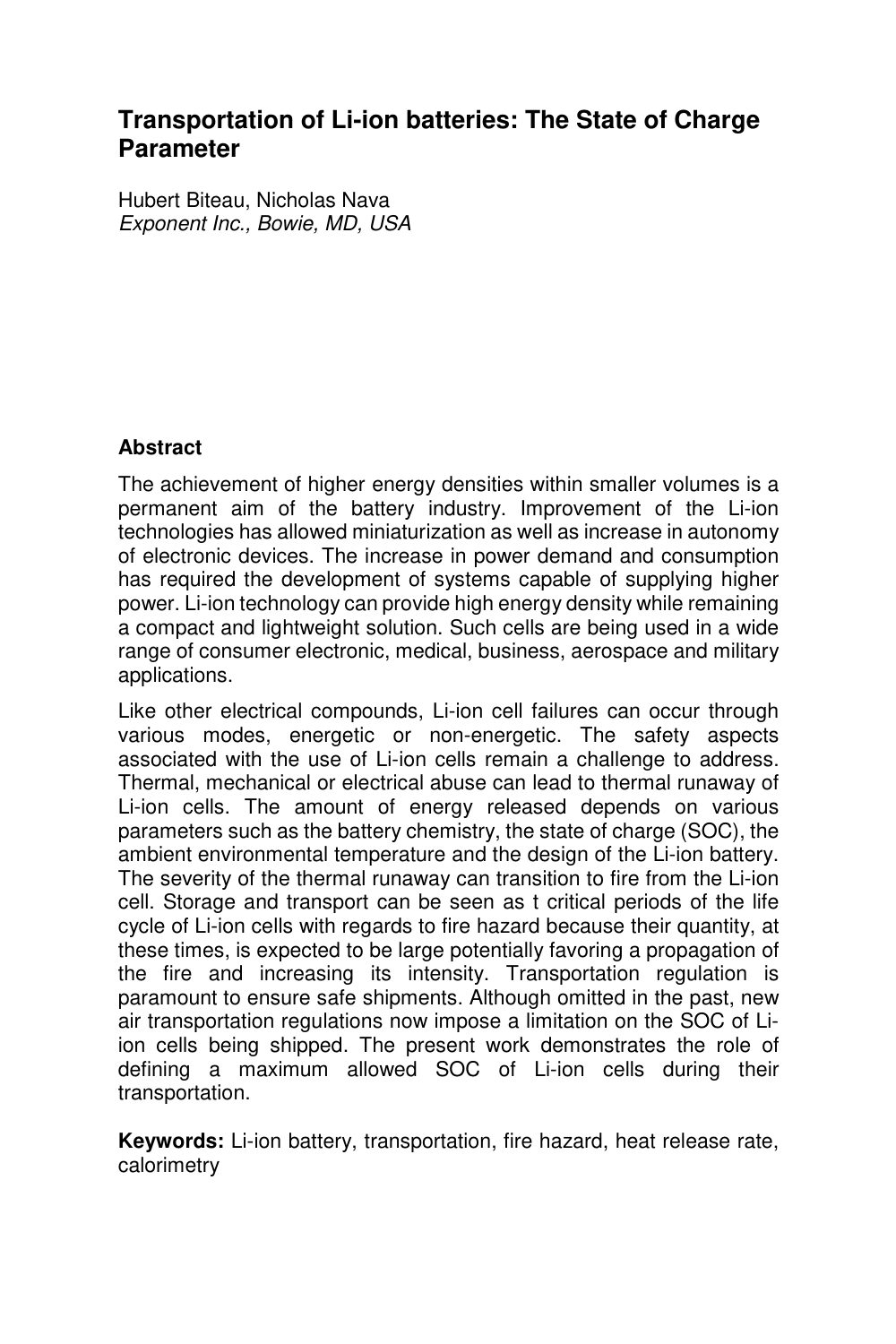# Transportation of Li-ion batteries: The State of Charge Parameter

Hubert Biteau, Nicholas Nava
*Exponent Inc., Bowie, MD, USA*

## Abstract

The achievement of higher energy densities within smaller volumes is a permanent aim of the battery industry. Improvement of the Li-ion technologies has allowed miniaturization as well as increase in autonomy of electronic devices. The increase in power demand and consumption has required the development of systems capable of supplying higher power. Li-ion technology can provide high energy density while remaining a compact and lightweight solution. Such cells are being used in a wide range of consumer electronic, medical, business, aerospace and military applications.

Like other electrical compounds, Li-ion cell failures can occur through various modes, energetic or non-energetic. The safety aspects associated with the use of Li-ion cells remain a challenge to address. Thermal, mechanical or electrical abuse can lead to thermal runaway of Li-ion cells. The amount of energy released depends on various parameters such as the battery chemistry, the state of charge (SOC), the ambient environmental temperature and the design of the Li-ion battery. The severity of the thermal runaway can transition to fire from the Li-ion cell. Storage and transport can be seen as t critical periods of the life cycle of Li-ion cells with regards to fire hazard because their quantity, at these times, is expected to be large potentially favoring a propagation of the fire and increasing its intensity. Transportation regulation is paramount to ensure safe shipments. Although omitted in the past, new air transportation regulations now impose a limitation on the SOC of Li-ion cells being shipped. The present work demonstrates the role of defining a maximum allowed SOC of Li-ion cells during their transportation.

**Keywords:** Li-ion battery, transportation, fire hazard, heat release rate, calorimetry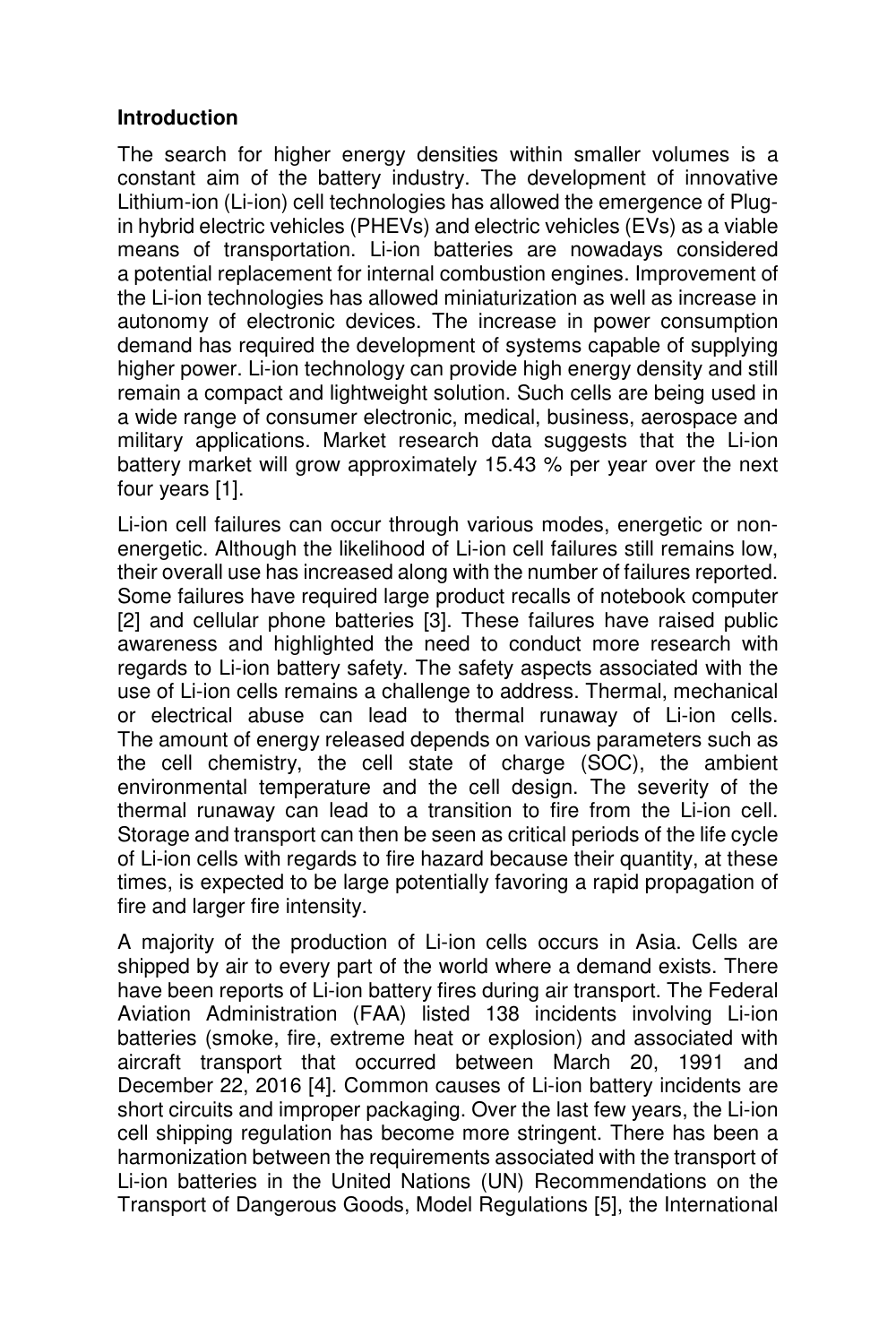## Introduction

The search for higher energy densities within smaller volumes is a constant aim of the battery industry. The development of innovative Lithium-ion (Li-ion) cell technologies has allowed the emergence of Plug-in hybrid electric vehicles (PHEVs) and electric vehicles (EVs) as a viable means of transportation. Li-ion batteries are nowadays considered a potential replacement for internal combustion engines. Improvement of the Li-ion technologies has allowed miniaturization as well as increase in autonomy of electronic devices. The increase in power consumption demand has required the development of systems capable of supplying higher power. Li-ion technology can provide high energy density and still remain a compact and lightweight solution. Such cells are being used in a wide range of consumer electronic, medical, business, aerospace and military applications. Market research data suggests that the Li-ion battery market will grow approximately 15.43 % per year over the next four years [1].

Li-ion cell failures can occur through various modes, energetic or non-energetic. Although the likelihood of Li-ion cell failures still remains low, their overall use has increased along with the number of failures reported. Some failures have required large product recalls of notebook computer [2] and cellular phone batteries [3]. These failures have raised public awareness and highlighted the need to conduct more research with regards to Li-ion battery safety. The safety aspects associated with the use of Li-ion cells remains a challenge to address. Thermal, mechanical or electrical abuse can lead to thermal runaway of Li-ion cells. The amount of energy released depends on various parameters such as the cell chemistry, the cell state of charge (SOC), the ambient environmental temperature and the cell design. The severity of the thermal runaway can lead to a transition to fire from the Li-ion cell. Storage and transport can then be seen as critical periods of the life cycle of Li-ion cells with regards to fire hazard because their quantity, at these times, is expected to be large potentially favoring a rapid propagation of fire and larger fire intensity.

A majority of the production of Li-ion cells occurs in Asia. Cells are shipped by air to every part of the world where a demand exists. There have been reports of Li-ion battery fires during air transport. The Federal Aviation Administration (FAA) listed 138 incidents involving Li-ion batteries (smoke, fire, extreme heat or explosion) and associated with aircraft transport that occurred between March 20, 1991 and December 22, 2016 [4]. Common causes of Li-ion battery incidents are short circuits and improper packaging. Over the last few years, the Li-ion cell shipping regulation has become more stringent. There has been a harmonization between the requirements associated with the transport of Li-ion batteries in the United Nations (UN) Recommendations on the Transport of Dangerous Goods, Model Regulations [5], the International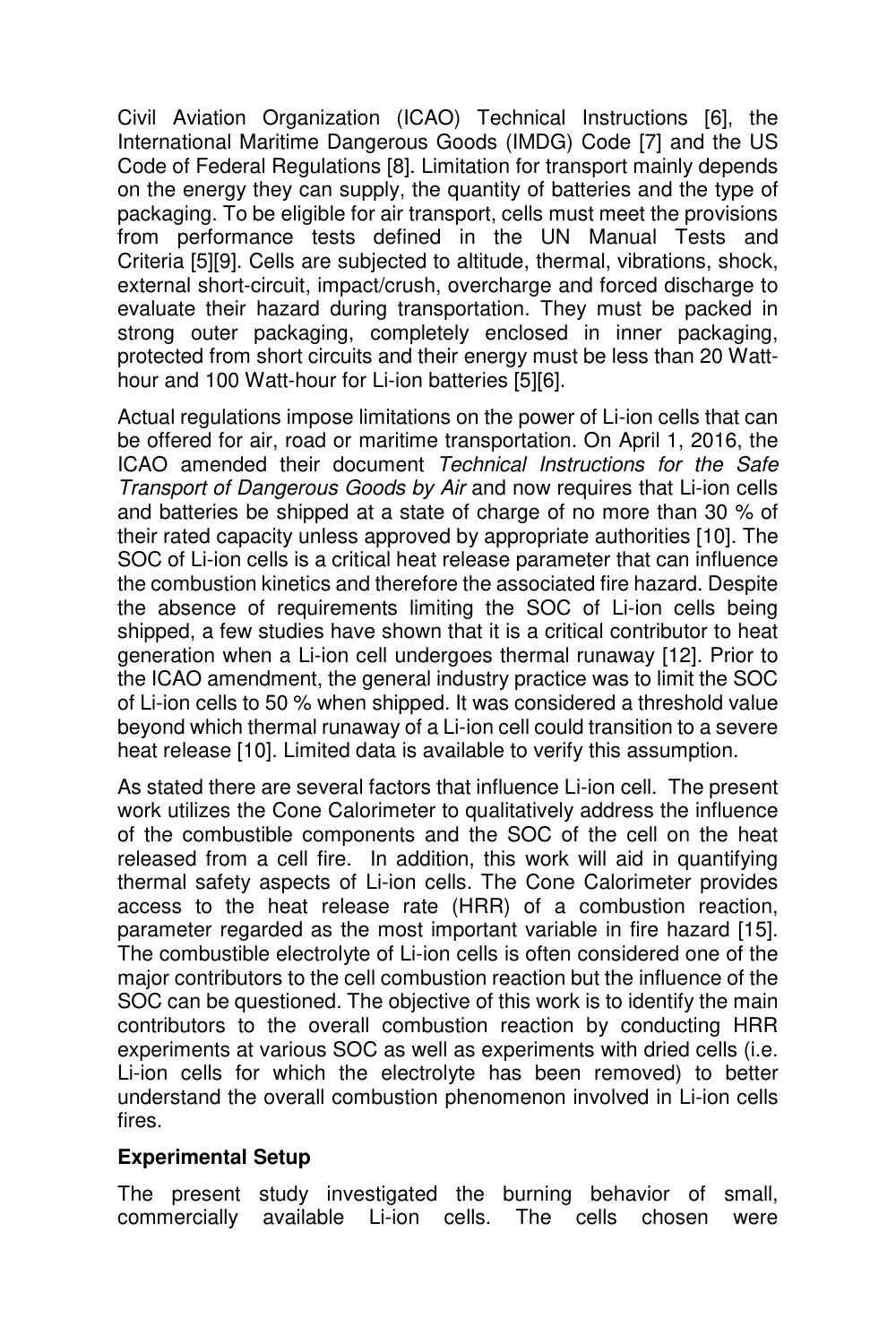Civil Aviation Organization (ICAO) Technical Instructions [6], the International Maritime Dangerous Goods (IMDG) Code [7] and the US Code of Federal Regulations [8]. Limitation for transport mainly depends on the energy they can supply, the quantity of batteries and the type of packaging. To be eligible for air transport, cells must meet the provisions from performance tests defined in the UN Manual Tests and Criteria [5][9]. Cells are subjected to altitude, thermal, vibrations, shock, external short-circuit, impact/crush, overcharge and forced discharge to evaluate their hazard during transportation. They must be packed in strong outer packaging, completely enclosed in inner packaging, protected from short circuits and their energy must be less than 20 Watt-hour and 100 Watt-hour for Li-ion batteries [5][6].

Actual regulations impose limitations on the power of Li-ion cells that can be offered for air, road or maritime transportation. On April 1, 2016, the ICAO amended their document *Technical Instructions for the Safe Transport of Dangerous Goods by Air* and now requires that Li-ion cells and batteries be shipped at a state of charge of no more than 30 % of their rated capacity unless approved by appropriate authorities [10]. The SOC of Li-ion cells is a critical heat release parameter that can influence the combustion kinetics and therefore the associated fire hazard. Despite the absence of requirements limiting the SOC of Li-ion cells being shipped, a few studies have shown that it is a critical contributor to heat generation when a Li-ion cell undergoes thermal runaway [12]. Prior to the ICAO amendment, the general industry practice was to limit the SOC of Li-ion cells to 50 % when shipped. It was considered a threshold value beyond which thermal runaway of a Li-ion cell could transition to a severe heat release [10]. Limited data is available to verify this assumption.

As stated there are several factors that influence Li-ion cell. The present work utilizes the Cone Calorimeter to qualitatively address the influence of the combustible components and the SOC of the cell on the heat released from a cell fire. In addition, this work will aid in quantifying thermal safety aspects of Li-ion cells. The Cone Calorimeter provides access to the heat release rate (HRR) of a combustion reaction, parameter regarded as the most important variable in fire hazard [15]. The combustible electrolyte of Li-ion cells is often considered one of the major contributors to the cell combustion reaction but the influence of the SOC can be questioned. The objective of this work is to identify the main contributors to the overall combustion reaction by conducting HRR experiments at various SOC as well as experiments with dried cells (i.e. Li-ion cells for which the electrolyte has been removed) to better understand the overall combustion phenomenon involved in Li-ion cells fires.

## Experimental Setup

The present study investigated the burning behavior of small, commercially available Li-ion cells. The cells chosen were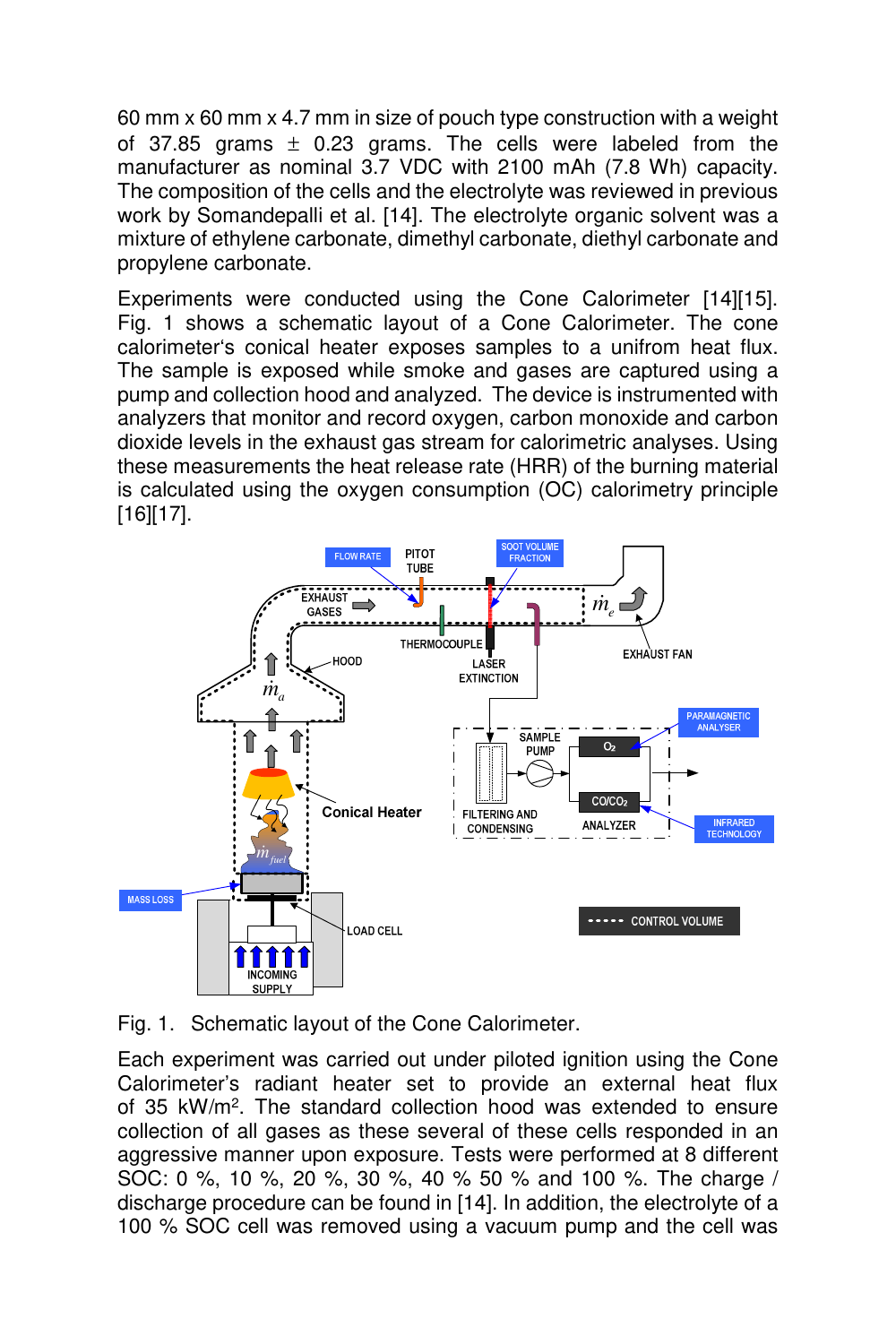60 mm x 60 mm x 4.7 mm in size of pouch type construction with a weight of 37.85 grams ± 0.23 grams. The cells were labeled from the manufacturer as nominal 3.7 VDC with 2100 mAh (7.8 Wh) capacity. The composition of the cells and the electrolyte was reviewed in previous work by Somandepalli et al. [14]. The electrolyte organic solvent was a mixture of ethylene carbonate, dimethyl carbonate, diethyl carbonate and propylene carbonate.

Experiments were conducted using the Cone Calorimeter [14][15]. Fig. 1 shows a schematic layout of a Cone Calorimeter. The cone calorimeter's conical heater exposes samples to a unifrom heat flux. The sample is exposed while smoke and gases are captured using a pump and collection hood and analyzed. The device is instrumented with analyzers that monitor and record oxygen, carbon monoxide and carbon dioxide levels in the exhaust gas stream for calorimetric analyses. Using these measurements the heat release rate (HRR) of the burning material is calculated using the oxygen consumption (OC) calorimetry principle [16][17].

Fig. 1. Schematic layout of the Cone Calorimeter.

Each experiment was carried out under piloted ignition using the Cone Calorimeter's radiant heater set to provide an external heat flux of 35 kW/m$^2$. The standard collection hood was extended to ensure collection of all gases as these several of these cells responded in an aggressive manner upon exposure. Tests were performed at 8 different SOC: 0 %, 10 %, 20 %, 30 %, 40 % 50 % and 100 %. The charge / discharge procedure can be found in [14]. In addition, the electrolyte of a 100 % SOC cell was removed using a vacuum pump and the cell was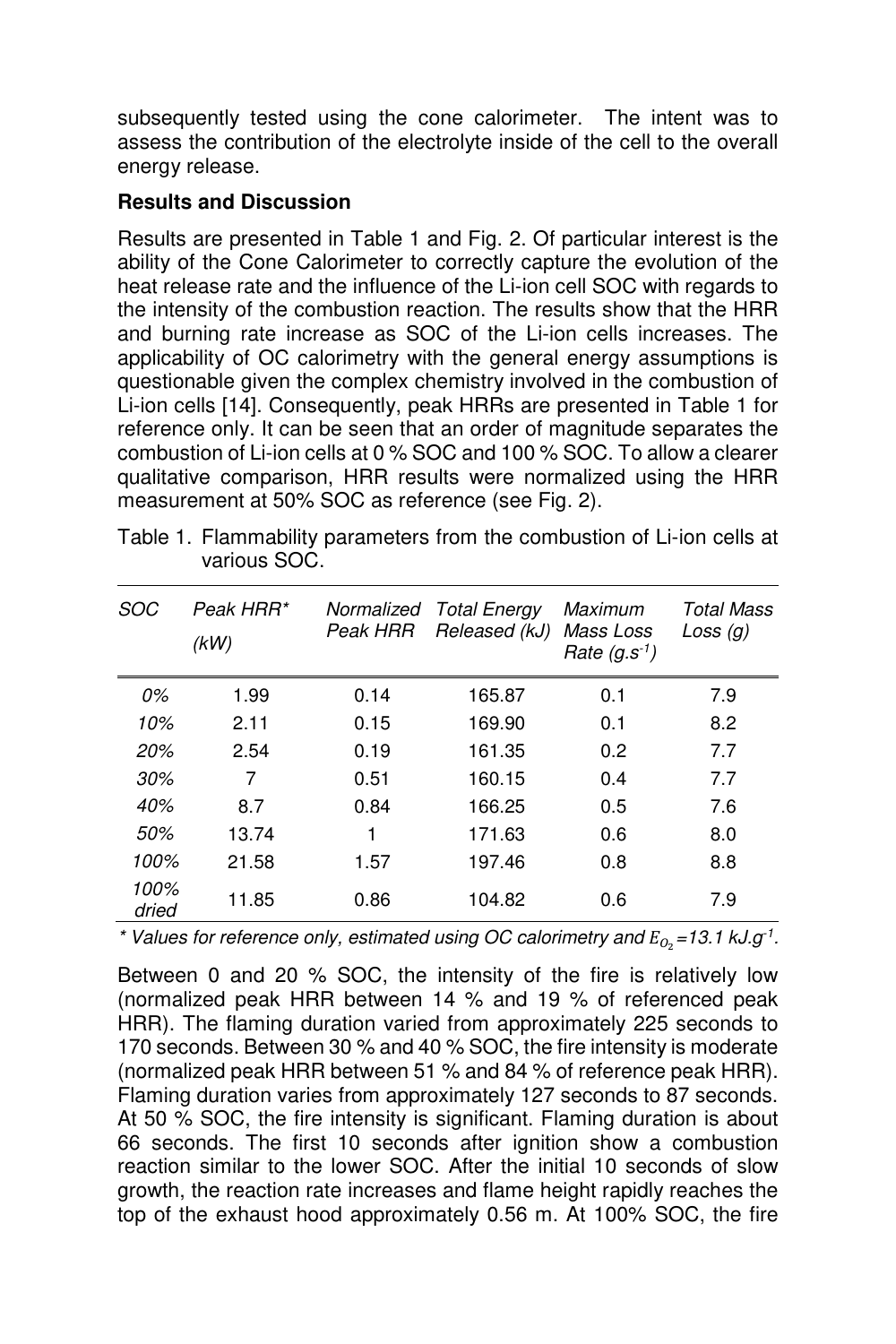subsequently tested using the cone calorimeter. The intent was to assess the contribution of the electrolyte inside of the cell to the overall energy release.

**Results and Discussion**

Results are presented in Table 1 and Fig. 2. Of particular interest is the ability of the Cone Calorimeter to correctly capture the evolution of the heat release rate and the influence of the Li-ion cell SOC with regards to the intensity of the combustion reaction. The results show that the HRR and burning rate increase as SOC of the Li-ion cells increases. The applicability of OC calorimetry with the general energy assumptions is questionable given the complex chemistry involved in the combustion of Li-ion cells [14]. Consequently, peak HRRs are presented in Table 1 for reference only. It can be seen that an order of magnitude separates the combustion of Li-ion cells at 0 % SOC and 100 % SOC. To allow a clearer qualitative comparison, HRR results were normalized using the HRR measurement at 50% SOC as reference (see Fig. 2).

Table 1. Flammability parameters from the combustion of Li-ion cells at various SOC.

| *SOC* | *Peak HRR\* (kW)* | *Normalized Peak HRR* | *Total Energy Released (kJ)* | *Maximum Mass Loss Rate ($g.s^{-1}$)* | *Total Mass Loss (g)* |
|---|---|---|---|---|---|
| *0%* | 1.99 | 0.14 | 165.87 | 0.1 | 7.9 |
| *10%* | 2.11 | 0.15 | 169.90 | 0.1 | 8.2 |
| *20%* | 2.54 | 0.19 | 161.35 | 0.2 | 7.7 |
| *30%* | 7 | 0.51 | 160.15 | 0.4 | 7.7 |
| *40%* | 8.7 | 0.84 | 166.25 | 0.5 | 7.6 |
| *50%* | 13.74 | 1 | 171.63 | 0.6 | 8.0 |
| *100%* | 21.58 | 1.57 | 197.46 | 0.8 | 8.8 |
| *100% dried* | 11.85 | 0.86 | 104.82 | 0.6 | 7.9 |

*\* Values for reference only, estimated using OC calorimetry and $E_{O_2}$=13.1 kJ.g$^{-1}$.*

Between 0 and 20 % SOC, the intensity of the fire is relatively low (normalized peak HRR between 14 % and 19 % of referenced peak HRR). The flaming duration varied from approximately 225 seconds to 170 seconds. Between 30 % and 40 % SOC, the fire intensity is moderate (normalized peak HRR between 51 % and 84 % of reference peak HRR). Flaming duration varies from approximately 127 seconds to 87 seconds. At 50 % SOC, the fire intensity is significant. Flaming duration is about 66 seconds. The first 10 seconds after ignition show a combustion reaction similar to the lower SOC. After the initial 10 seconds of slow growth, the reaction rate increases and flame height rapidly reaches the top of the exhaust hood approximately 0.56 m. At 100% SOC, the fire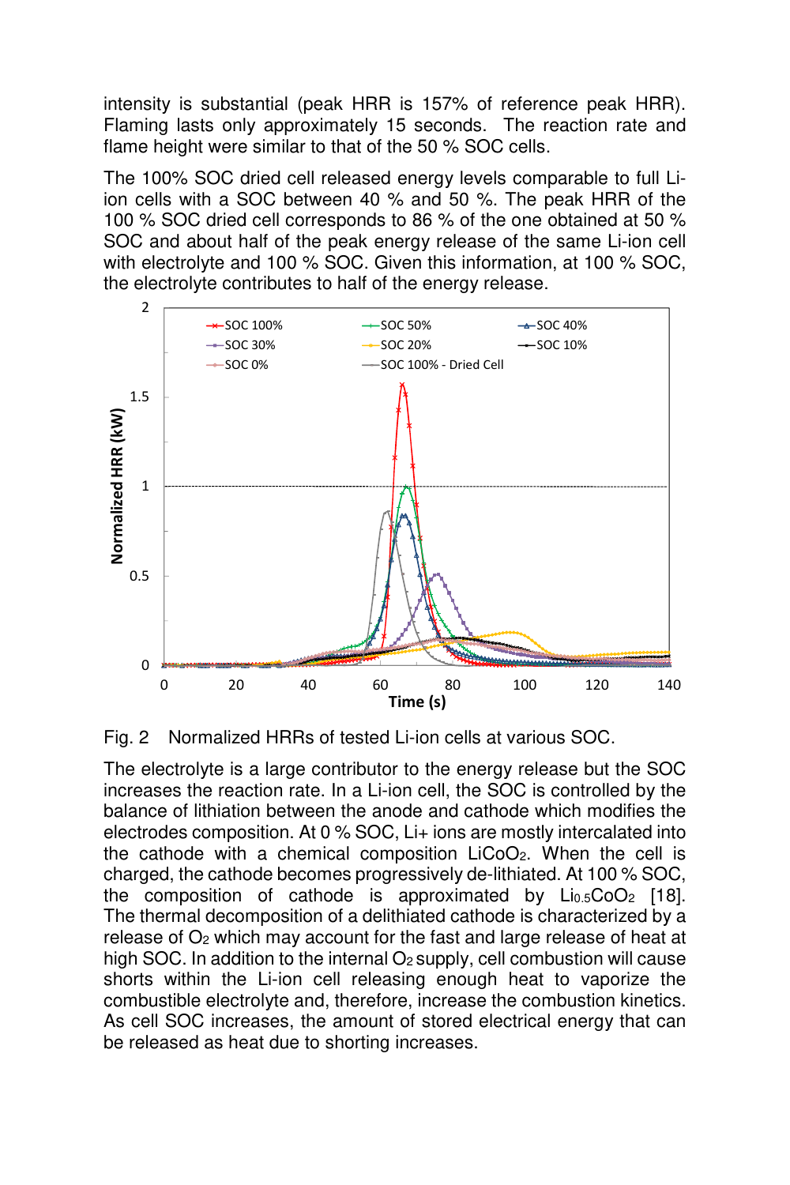intensity is substantial (peak HRR is 157% of reference peak HRR). Flaming lasts only approximately 15 seconds. The reaction rate and flame height were similar to that of the 50 % SOC cells.

The 100% SOC dried cell released energy levels comparable to full Li-ion cells with a SOC between 40 % and 50 %. The peak HRR of the 100 % SOC dried cell corresponds to 86 % of the one obtained at 50 % SOC and about half of the peak energy release of the same Li-ion cell with electrolyte and 100 % SOC. Given this information, at 100 % SOC, the electrolyte contributes to half of the energy release.

Fig. 2 Normalized HRRs of tested Li-ion cells at various SOC.

The electrolyte is a large contributor to the energy release but the SOC increases the reaction rate. In a Li-ion cell, the SOC is controlled by the balance of lithiation between the anode and cathode which modifies the electrodes composition. At 0 % SOC, Li+ ions are mostly intercalated into the cathode with a chemical composition $LiCoO_2$. When the cell is charged, the cathode becomes progressively de-lithiated. At 100 % SOC, the composition of cathode is approximated by $Li_{0.5}CoO_2$ [18]. The thermal decomposition of a delithiated cathode is characterized by a release of $O_2$ which may account for the fast and large release of heat at high SOC. In addition to the internal $O_2$ supply, cell combustion will cause shorts within the Li-ion cell releasing enough heat to vaporize the combustible electrolyte and, therefore, increase the combustion kinetics. As cell SOC increases, the amount of stored electrical energy that can be released as heat due to shorting increases.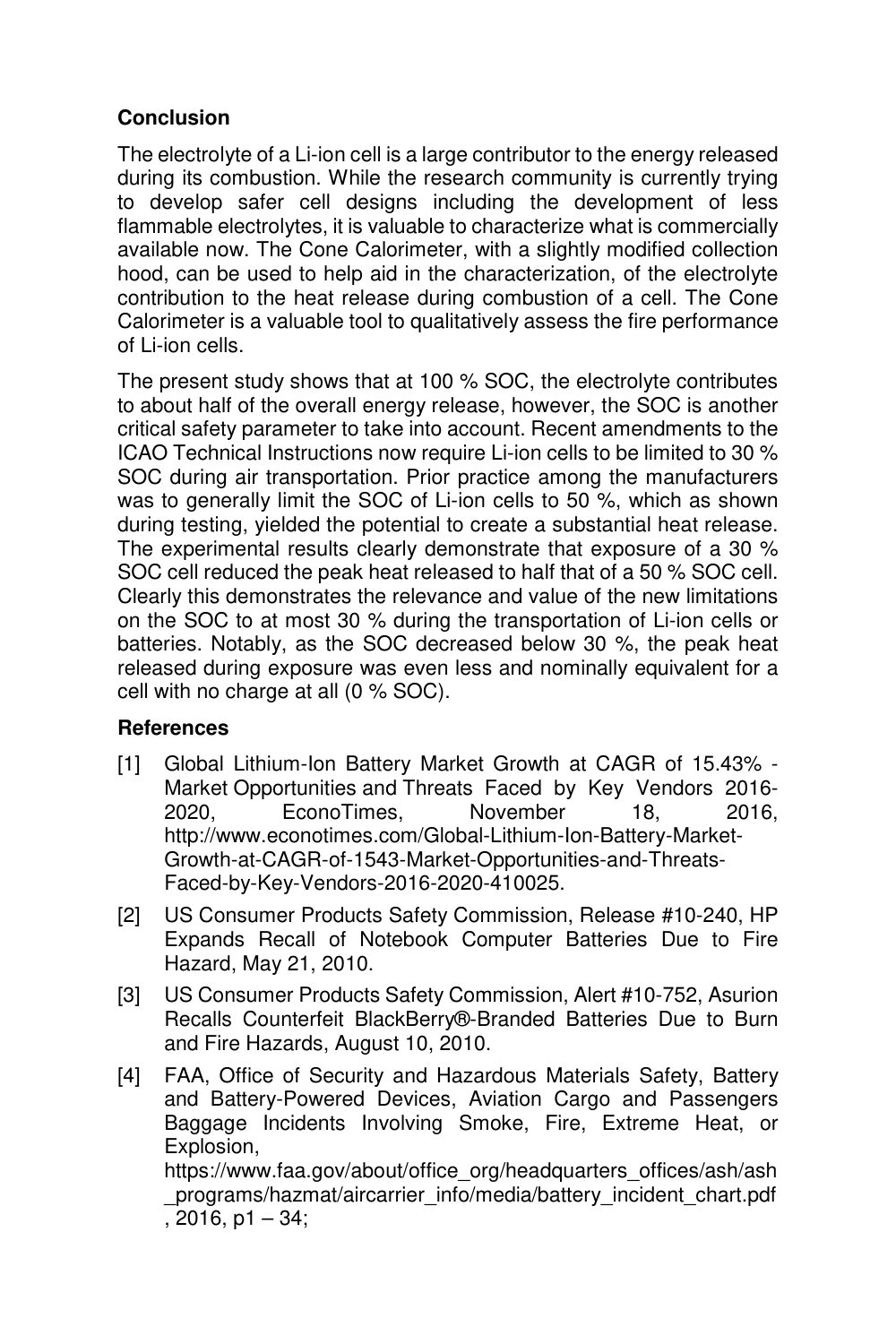## Conclusion

The electrolyte of a Li-ion cell is a large contributor to the energy released during its combustion. While the research community is currently trying to develop safer cell designs including the development of less flammable electrolytes, it is valuable to characterize what is commercially available now. The Cone Calorimeter, with a slightly modified collection hood, can be used to help aid in the characterization, of the electrolyte contribution to the heat release during combustion of a cell. The Cone Calorimeter is a valuable tool to qualitatively assess the fire performance of Li-ion cells.

The present study shows that at 100 % SOC, the electrolyte contributes to about half of the overall energy release, however, the SOC is another critical safety parameter to take into account. Recent amendments to the ICAO Technical Instructions now require Li-ion cells to be limited to 30 % SOC during air transportation. Prior practice among the manufacturers was to generally limit the SOC of Li-ion cells to 50 %, which as shown during testing, yielded the potential to create a substantial heat release. The experimental results clearly demonstrate that exposure of a 30 % SOC cell reduced the peak heat released to half that of a 50 % SOC cell. Clearly this demonstrates the relevance and value of the new limitations on the SOC to at most 30 % during the transportation of Li-ion cells or batteries. Notably, as the SOC decreased below 30 %, the peak heat released during exposure was even less and nominally equivalent for a cell with no charge at all (0 % SOC).

## References

[1] Global Lithium-Ion Battery Market Growth at CAGR of 15.43% - Market Opportunities and Threats Faced by Key Vendors 2016-2020, EconoTimes, November 18, 2016, http://www.econotimes.com/Global-Lithium-Ion-Battery-Market-Growth-at-CAGR-of-1543-Market-Opportunities-and-Threats-Faced-by-Key-Vendors-2016-2020-410025.

[2] US Consumer Products Safety Commission, Release #10-240, HP Expands Recall of Notebook Computer Batteries Due to Fire Hazard, May 21, 2010.

[3] US Consumer Products Safety Commission, Alert #10-752, Asurion Recalls Counterfeit BlackBerry®-Branded Batteries Due to Burn and Fire Hazards, August 10, 2010.

[4] FAA, Office of Security and Hazardous Materials Safety, Battery and Battery-Powered Devices, Aviation Cargo and Passengers Baggage Incidents Involving Smoke, Fire, Extreme Heat, or Explosion, https://www.faa.gov/about/office_org/headquarters_offices/ash/ash_programs/hazmat/aircarrier_info/media/battery_incident_chart.pdf, 2016, p1 – 34;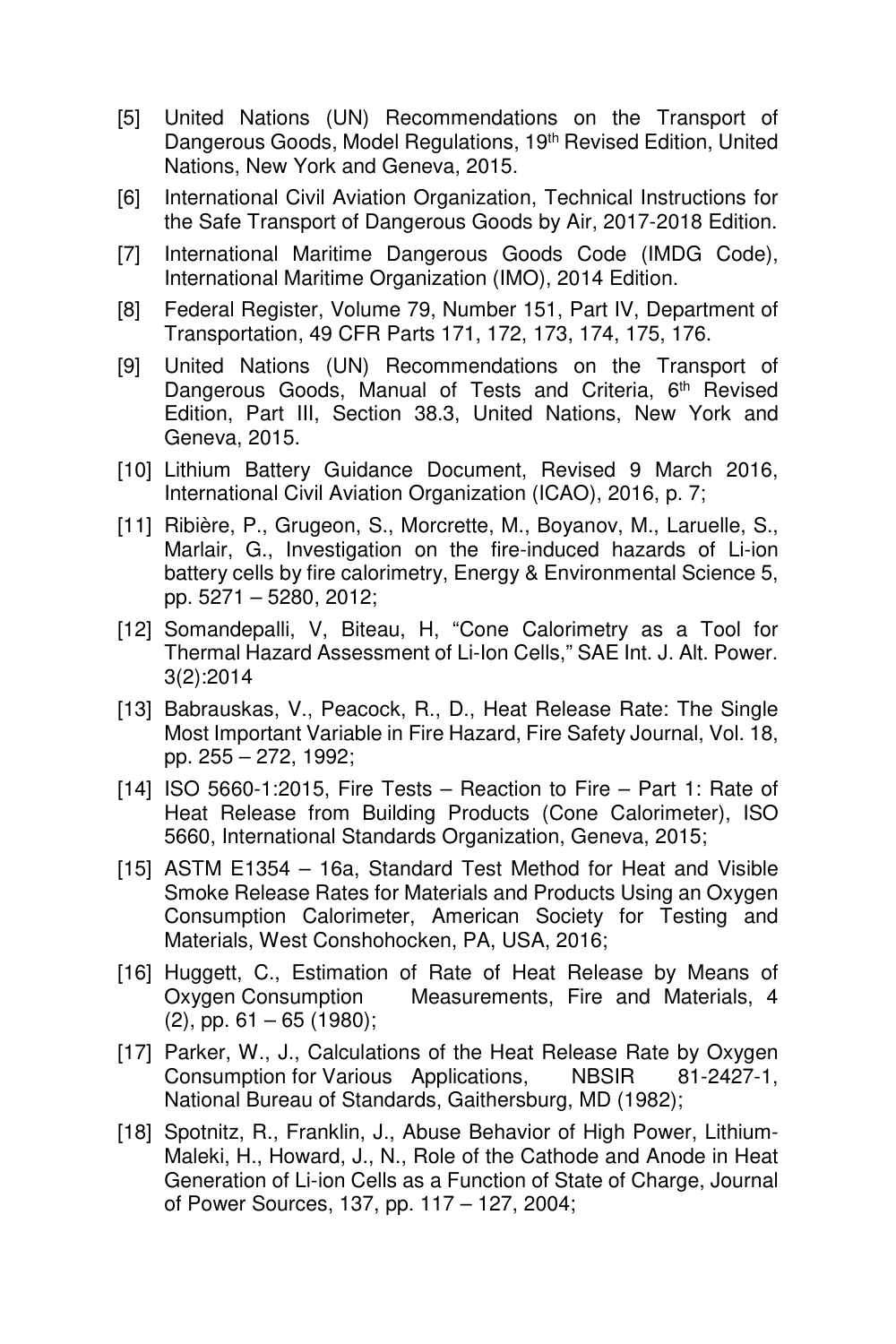[5] United Nations (UN) Recommendations on the Transport of Dangerous Goods, Model Regulations, 19th Revised Edition, United Nations, New York and Geneva, 2015.

[6] International Civil Aviation Organization, Technical Instructions for the Safe Transport of Dangerous Goods by Air, 2017-2018 Edition.

[7] International Maritime Dangerous Goods Code (IMDG Code), International Maritime Organization (IMO), 2014 Edition.

[8] Federal Register, Volume 79, Number 151, Part IV, Department of Transportation, 49 CFR Parts 171, 172, 173, 174, 175, 176.

[9] United Nations (UN) Recommendations on the Transport of Dangerous Goods, Manual of Tests and Criteria, 6th Revised Edition, Part III, Section 38.3, United Nations, New York and Geneva, 2015.

[10] Lithium Battery Guidance Document, Revised 9 March 2016, International Civil Aviation Organization (ICAO), 2016, p. 7;

[11] Ribière, P., Grugeon, S., Morcrette, M., Boyanov, M., Laruelle, S., Marlair, G., Investigation on the fire-induced hazards of Li-ion battery cells by fire calorimetry, Energy & Environmental Science 5, pp. 5271 – 5280, 2012;

[12] Somandepalli, V, Biteau, H, "Cone Calorimetry as a Tool for Thermal Hazard Assessment of Li-Ion Cells," SAE Int. J. Alt. Power. 3(2):2014

[13] Babrauskas, V., Peacock, R., D., Heat Release Rate: The Single Most Important Variable in Fire Hazard, Fire Safety Journal, Vol. 18, pp. 255 – 272, 1992;

[14] ISO 5660-1:2015, Fire Tests – Reaction to Fire – Part 1: Rate of Heat Release from Building Products (Cone Calorimeter), ISO 5660, International Standards Organization, Geneva, 2015;

[15] ASTM E1354 – 16a, Standard Test Method for Heat and Visible Smoke Release Rates for Materials and Products Using an Oxygen Consumption Calorimeter, American Society for Testing and Materials, West Conshohocken, PA, USA, 2016;

[16] Huggett, C., Estimation of Rate of Heat Release by Means of Oxygen Consumption Measurements, Fire and Materials, 4 (2), pp. 61 – 65 (1980);

[17] Parker, W., J., Calculations of the Heat Release Rate by Oxygen Consumption for Various Applications, NBSIR 81-2427-1, National Bureau of Standards, Gaithersburg, MD (1982);

[18] Spotnitz, R., Franklin, J., Abuse Behavior of High Power, Lithium-Maleki, H., Howard, J., N., Role of the Cathode and Anode in Heat Generation of Li-ion Cells as a Function of State of Charge, Journal of Power Sources, 137, pp. 117 – 127, 2004;